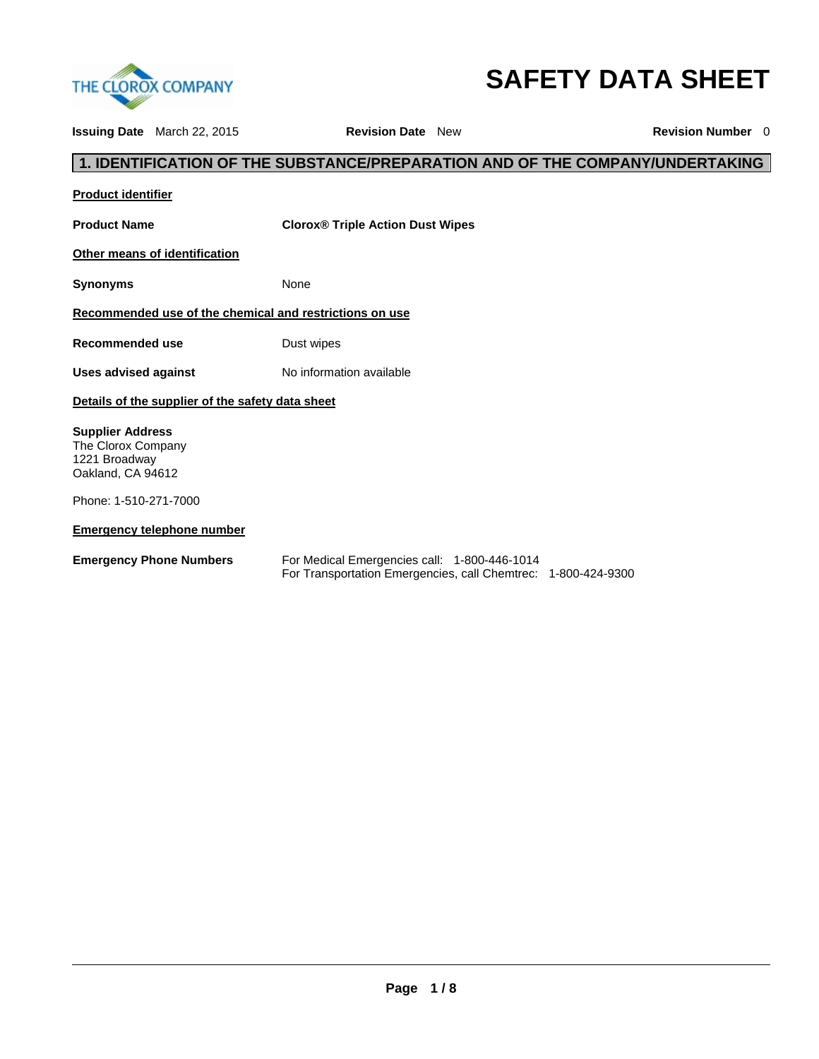THE CLOROX COMPANY

# SAFETY DATA SHEET

**Issuing Date** March 22, 2015 **Revision Date** New **Revision Number** 0

## 1. IDENTIFICATION OF THE SUBSTANCE/PREPARATION AND OF THE COMPANY/UNDERTAKING

**Product identifier**

**Product Name** **Clorox® Triple Action Dust Wipes**

**Other means of identification**

**Synonyms** None

**Recommended use of the chemical and restrictions on use**

**Recommended use** Dust wipes

**Uses advised against** No information available

**Details of the supplier of the safety data sheet**

**Supplier Address**
The Clorox Company
1221 Broadway
Oakland, CA 94612

Phone: 1-510-271-7000

**Emergency telephone number**

**Emergency Phone Numbers** For Medical Emergencies call: 1-800-446-1014
For Transportation Emergencies, call Chemtrec: 1-800-424-9300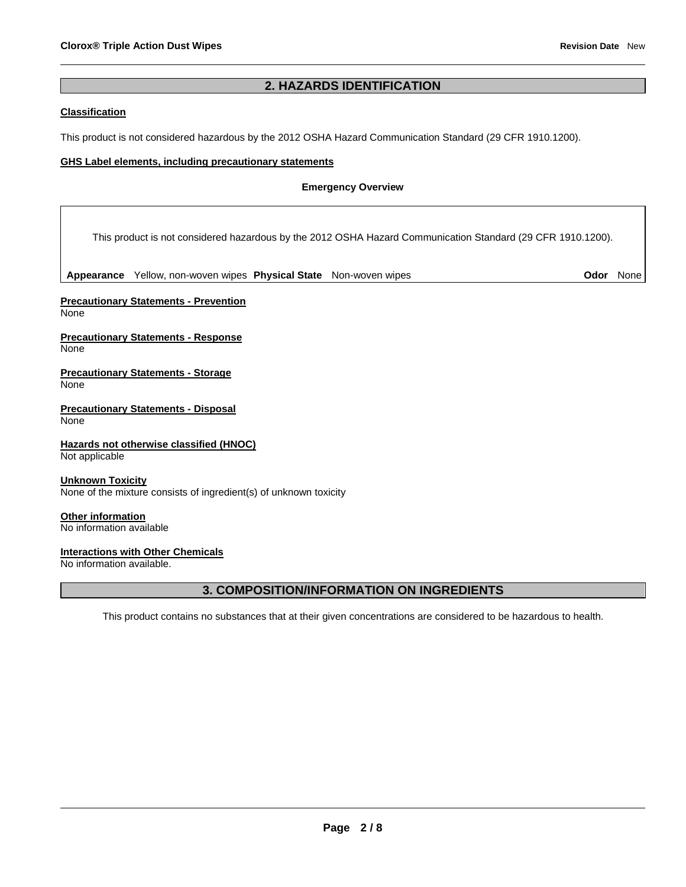## 2. HAZARDS IDENTIFICATION

**Classification**

This product is not considered hazardous by the 2012 OSHA Hazard Communication Standard (29 CFR 1910.1200).

**GHS Label elements, including precautionary statements**

**Emergency Overview**

This product is not considered hazardous by the 2012 OSHA Hazard Communication Standard (29 CFR 1910.1200).

**Appearance** Yellow, non-woven wipes **Physical State** Non-woven wipes **Odor** None

**Precautionary Statements - Prevention**
None

**Precautionary Statements - Response**
None

**Precautionary Statements - Storage**
None

**Precautionary Statements - Disposal**
None

**Hazards not otherwise classified (HNOC)**
Not applicable

**Unknown Toxicity**
None of the mixture consists of ingredient(s) of unknown toxicity

**Other information**
No information available

**Interactions with Other Chemicals**
No information available.

## 3. COMPOSITION/INFORMATION ON INGREDIENTS

This product contains no substances that at their given concentrations are considered to be hazardous to health.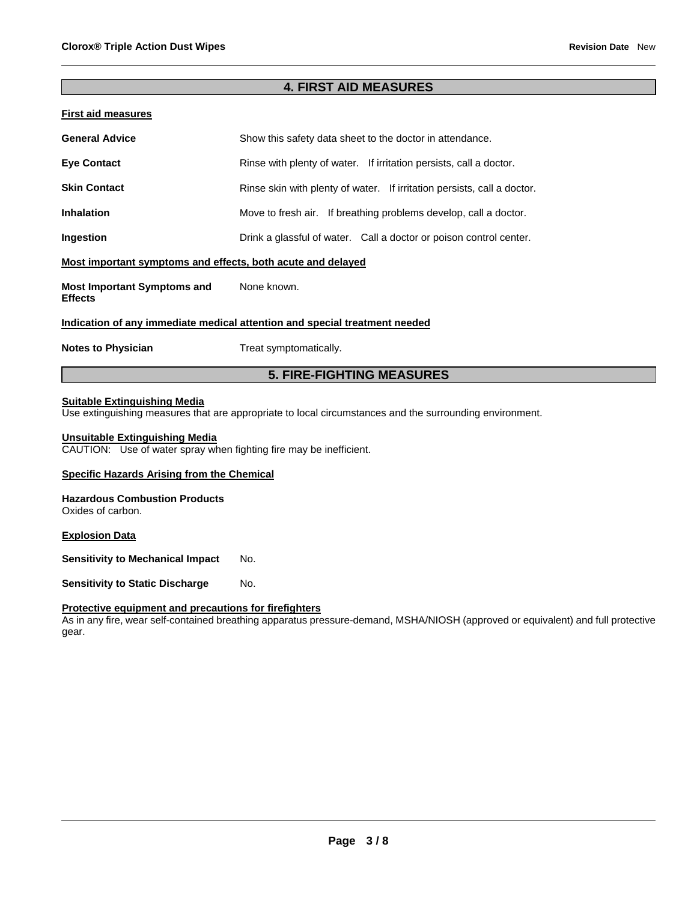## 4. FIRST AID MEASURES

**First aid measures**

| | |
|---|---|
| **General Advice** | Show this safety data sheet to the doctor in attendance. |
| **Eye Contact** | Rinse with plenty of water. If irritation persists, call a doctor. |
| **Skin Contact** | Rinse skin with plenty of water. If irritation persists, call a doctor. |
| **Inhalation** | Move to fresh air. If breathing problems develop, call a doctor. |
| **Ingestion** | Drink a glassful of water. Call a doctor or poison control center. |

**Most important symptoms and effects, both acute and delayed**

| | |
|---|---|
| **Most Important Symptoms and Effects** | None known. |

**Indication of any immediate medical attention and special treatment needed**

| | |
|---|---|
| **Notes to Physician** | Treat symptomatically. |

## 5. FIRE-FIGHTING MEASURES

**Suitable Extinguishing Media**
Use extinguishing measures that are appropriate to local circumstances and the surrounding environment.

**Unsuitable Extinguishing Media**
CAUTION: Use of water spray when fighting fire may be inefficient.

**Specific Hazards Arising from the Chemical**

**Hazardous Combustion Products**
Oxides of carbon.

**Explosion Data**

| | |
|---|---|
| **Sensitivity to Mechanical Impact** | No. |
| **Sensitivity to Static Discharge** | No. |

**Protective equipment and precautions for firefighters**
As in any fire, wear self-contained breathing apparatus pressure-demand, MSHA/NIOSH (approved or equivalent) and full protective gear.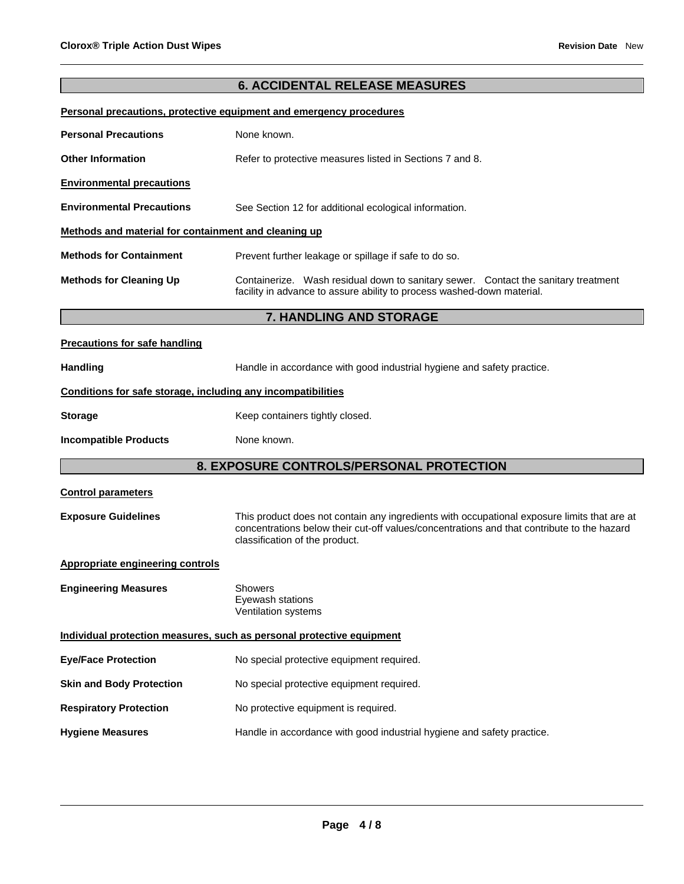## 6. ACCIDENTAL RELEASE MEASURES

**Personal precautions, protective equipment and emergency procedures**

**Personal Precautions** None known.

**Other Information** Refer to protective measures listed in Sections 7 and 8.

**Environmental precautions**

**Environmental Precautions** See Section 12 for additional ecological information.

**Methods and material for containment and cleaning up**

**Methods for Containment** Prevent further leakage or spillage if safe to do so.

**Methods for Cleaning Up** Containerize. Wash residual down to sanitary sewer. Contact the sanitary treatment facility in advance to assure ability to process washed-down material.

## 7. HANDLING AND STORAGE

**Precautions for safe handling**

**Handling** Handle in accordance with good industrial hygiene and safety practice.

**Conditions for safe storage, including any incompatibilities**

**Storage** Keep containers tightly closed.

**Incompatible Products** None known.

## 8. EXPOSURE CONTROLS/PERSONAL PROTECTION

**Control parameters**

**Exposure Guidelines** This product does not contain any ingredients with occupational exposure limits that are at concentrations below their cut-off values/concentrations and that contribute to the hazard classification of the product.

**Appropriate engineering controls**

**Engineering Measures** Showers
Eyewash stations
Ventilation systems

**Individual protection measures, such as personal protective equipment**

**Eye/Face Protection** No special protective equipment required.

**Skin and Body Protection** No special protective equipment required.

**Respiratory Protection** No protective equipment is required.

**Hygiene Measures** Handle in accordance with good industrial hygiene and safety practice.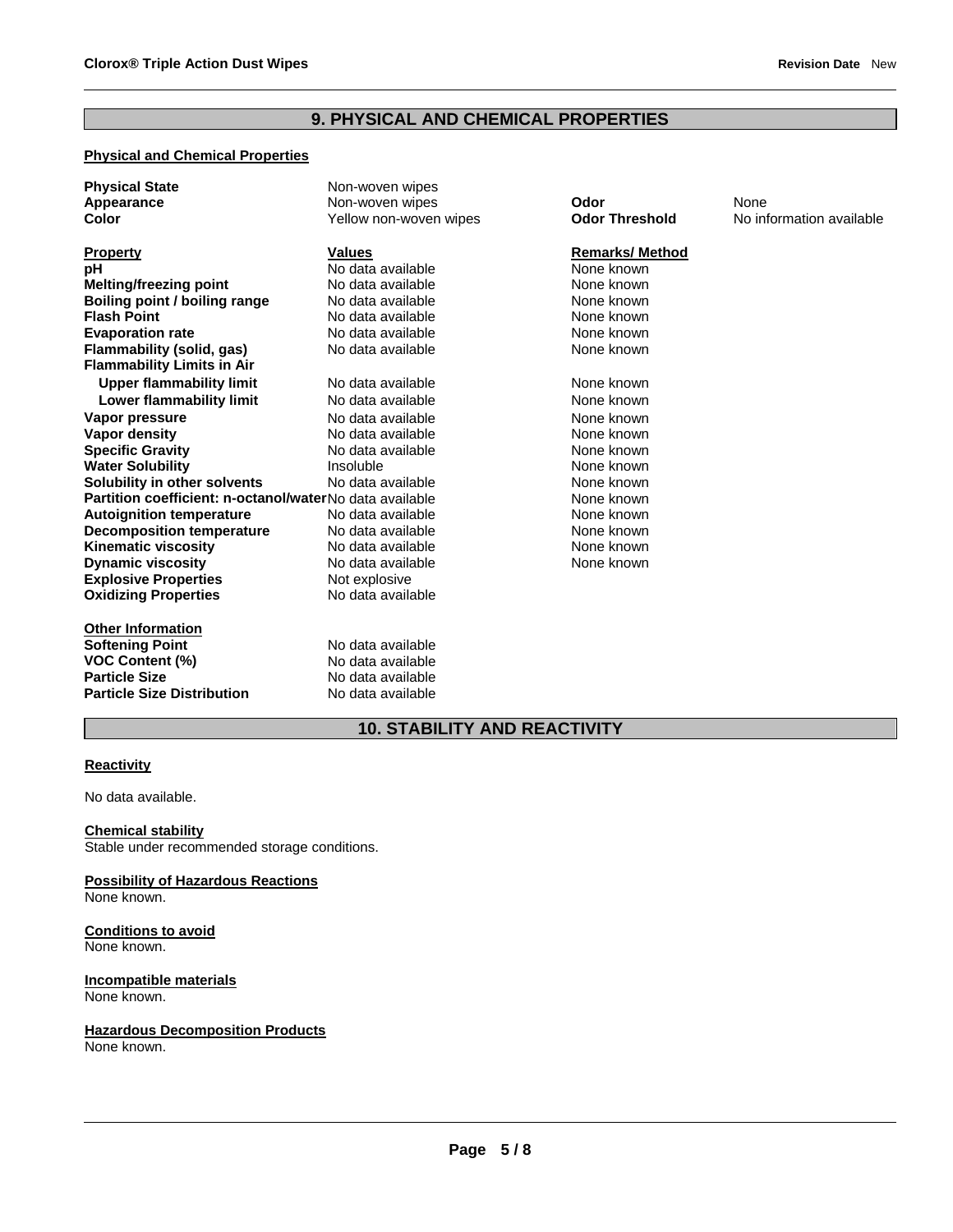## 9. PHYSICAL AND CHEMICAL PROPERTIES

**Physical and Chemical Properties**

| | | | |
|---|---|---|---|
| **Physical State** | Non-woven wipes | | |
| **Appearance** | Non-woven wipes | **Odor** | None |
| **Color** | Yellow non-woven wipes | **Odor Threshold** | No information available |

| **Property** | **Values** | **Remarks/ Method** |
|---|---|---|
| **pH** | No data available | None known |
| **Melting/freezing point** | No data available | None known |
| **Boiling point / boiling range** | No data available | None known |
| **Flash Point** | No data available | None known |
| **Evaporation rate** | No data available | None known |
| **Flammability (solid, gas)** | No data available | None known |
| **Flammability Limits in Air** | | |
| **Upper flammability limit** | No data available | None known |
| **Lower flammability limit** | No data available | None known |
| **Vapor pressure** | No data available | None known |
| **Vapor density** | No data available | None known |
| **Specific Gravity** | No data available | None known |
| **Water Solubility** | Insoluble | None known |
| **Solubility in other solvents** | No data available | None known |
| **Partition coefficient: n-octanol/water** | No data available | None known |
| **Autoignition temperature** | No data available | None known |
| **Decomposition temperature** | No data available | None known |
| **Kinematic viscosity** | No data available | None known |
| **Dynamic viscosity** | No data available | None known |
| **Explosive Properties** | Not explosive | |
| **Oxidizing Properties** | No data available | |

**Other Information**

| | |
|---|---|
| **Softening Point** | No data available |
| **VOC Content (%)** | No data available |
| **Particle Size** | No data available |
| **Particle Size Distribution** | No data available |

## 10. STABILITY AND REACTIVITY

**Reactivity**

No data available.

**Chemical stability**
Stable under recommended storage conditions.

**Possibility of Hazardous Reactions**
None known.

**Conditions to avoid**
None known.

**Incompatible materials**
None known.

**Hazardous Decomposition Products**
None known.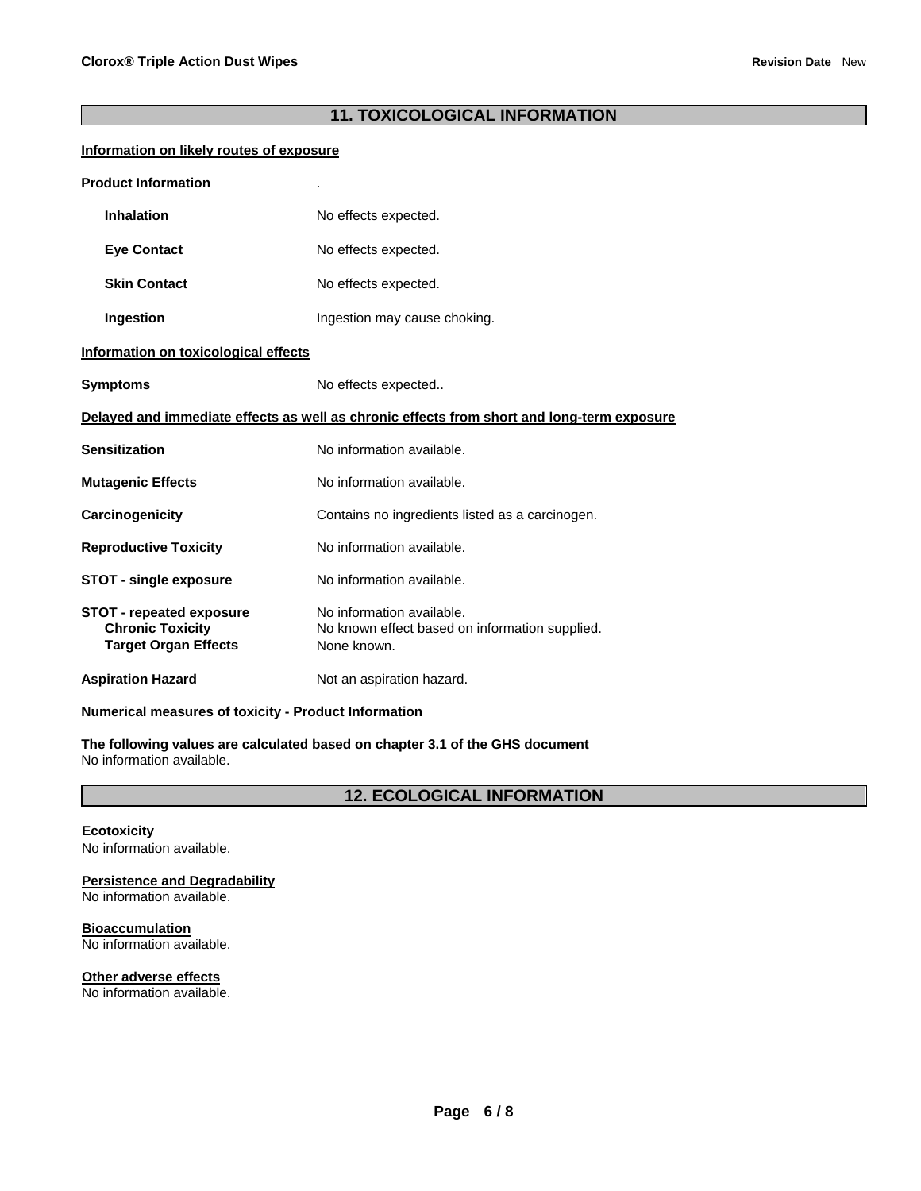## 11. TOXICOLOGICAL INFORMATION

**Information on likely routes of exposure**

**Product Information** .

| | |
|---|---|
| **Inhalation** | No effects expected. |
| **Eye Contact** | No effects expected. |
| **Skin Contact** | No effects expected. |
| **Ingestion** | Ingestion may cause choking. |

**Information on toxicological effects**

| | |
|---|---|
| **Symptoms** | No effects expected.. |

**Delayed and immediate effects as well as chronic effects from short and long-term exposure**

| | |
|---|---|
| **Sensitization** | No information available. |
| **Mutagenic Effects** | No information available. |
| **Carcinogenicity** | Contains no ingredients listed as a carcinogen. |
| **Reproductive Toxicity** | No information available. |
| **STOT - single exposure** | No information available. |
| **STOT - repeated exposure** | No information available. |
| **Chronic Toxicity** | No known effect based on information supplied. |
| **Target Organ Effects** | None known. |
| **Aspiration Hazard** | Not an aspiration hazard. |

**Numerical measures of toxicity - Product Information**

**The following values are calculated based on chapter 3.1 of the GHS document**
No information available.

## 12. ECOLOGICAL INFORMATION

**Ecotoxicity**
No information available.

**Persistence and Degradability**
No information available.

**Bioaccumulation**
No information available.

**Other adverse effects**
No information available.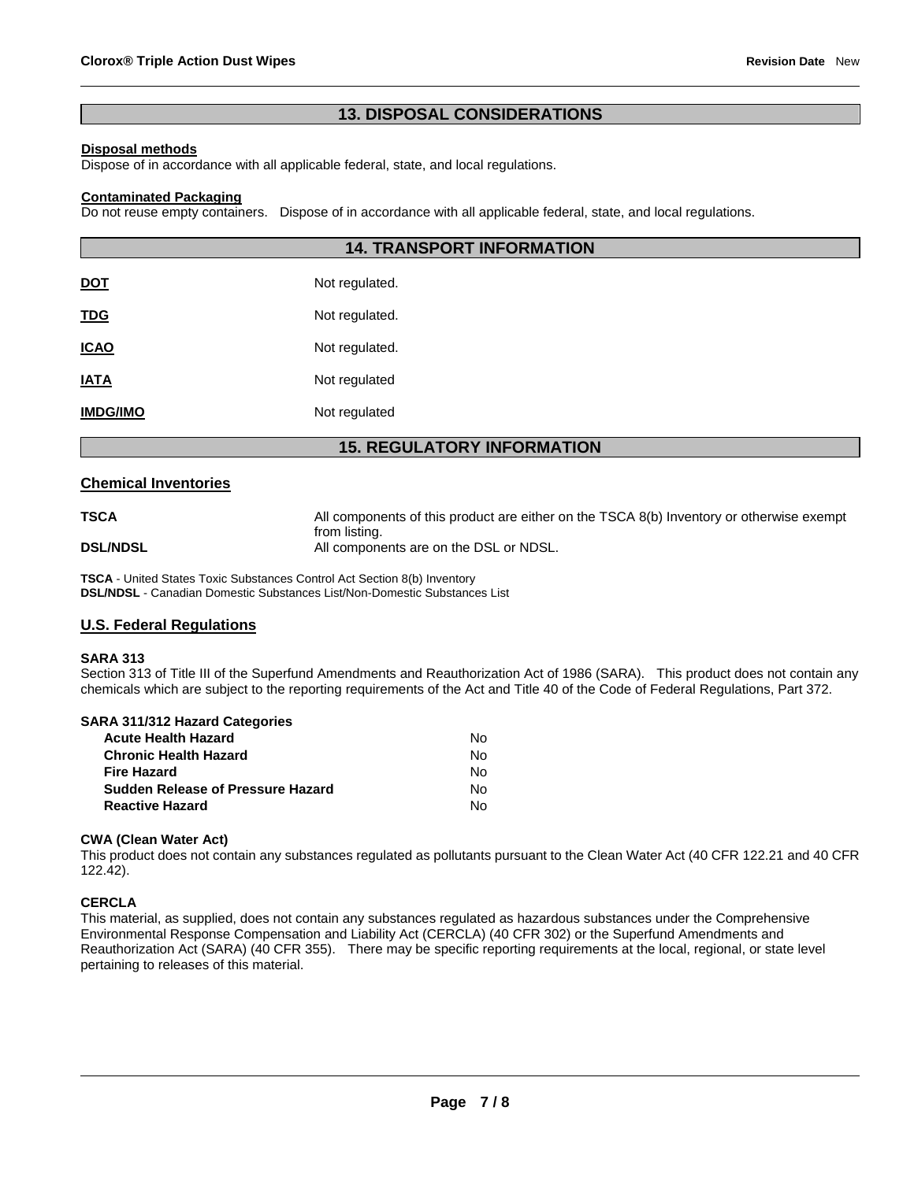## 13. DISPOSAL CONSIDERATIONS

**Disposal methods**

Dispose of in accordance with all applicable federal, state, and local regulations.

**Contaminated Packaging**

Do not reuse empty containers. Dispose of in accordance with all applicable federal, state, and local regulations.

## 14. TRANSPORT INFORMATION

| | |
|---|---|
| **DOT** | Not regulated. |
| **TDG** | Not regulated. |
| **ICAO** | Not regulated. |
| **IATA** | Not regulated |
| **IMDG/IMO** | Not regulated |

## 15. REGULATORY INFORMATION

### Chemical Inventories

| | |
|---|---|
| **TSCA** | All components of this product are either on the TSCA 8(b) Inventory or otherwise exempt from listing. |
| **DSL/NDSL** | All components are on the DSL or NDSL. |

**TSCA** - United States Toxic Substances Control Act Section 8(b) Inventory
**DSL/NDSL** - Canadian Domestic Substances List/Non-Domestic Substances List

### U.S. Federal Regulations

**SARA 313**

Section 313 of Title III of the Superfund Amendments and Reauthorization Act of 1986 (SARA). This product does not contain any chemicals which are subject to the reporting requirements of the Act and Title 40 of the Code of Federal Regulations, Part 372.

**SARA 311/312 Hazard Categories**

| | |
|---|---|
| **Acute Health Hazard** | No |
| **Chronic Health Hazard** | No |
| **Fire Hazard** | No |
| **Sudden Release of Pressure Hazard** | No |
| **Reactive Hazard** | No |

**CWA (Clean Water Act)**

This product does not contain any substances regulated as pollutants pursuant to the Clean Water Act (40 CFR 122.21 and 40 CFR 122.42).

**CERCLA**

This material, as supplied, does not contain any substances regulated as hazardous substances under the Comprehensive Environmental Response Compensation and Liability Act (CERCLA) (40 CFR 302) or the Superfund Amendments and Reauthorization Act (SARA) (40 CFR 355). There may be specific reporting requirements at the local, regional, or state level pertaining to releases of this material.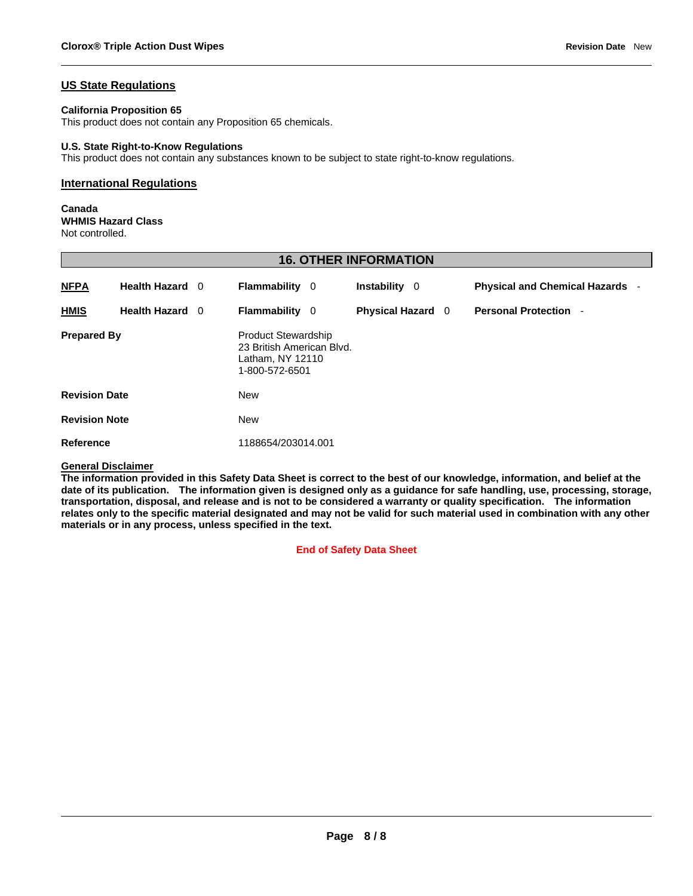## US State Regulations

**California Proposition 65**
This product does not contain any Proposition 65 chemicals.

**U.S. State Right-to-Know Regulations**
This product does not contain any substances known to be subject to state right-to-know regulations.

## International Regulations

**Canada**
**WHMIS Hazard Class**
Not controlled.

## 16. OTHER INFORMATION

| | | | | |
|---|---|---|---|---|
| **NFPA** | **Health Hazard** 0 | **Flammability** 0 | **Instability** 0 | **Physical and Chemical Hazards** - |
| **HMIS** | **Health Hazard** 0 | **Flammability** 0 | **Physical Hazard** 0 | **Personal Protection** - |

**Prepared By**
Product Stewardship
23 British American Blvd.
Latham, NY 12110
1-800-572-6501

**Revision Date** New

**Revision Note** New

**Reference** 1188654/203014.001

**General Disclaimer**

**The information provided in this Safety Data Sheet is correct to the best of our knowledge, information, and belief at the date of its publication. The information given is designed only as a guidance for safe handling, use, processing, storage, transportation, disposal, and release and is not to be considered a warranty or quality specification. The information relates only to the specific material designated and may not be valid for such material used in combination with any other materials or in any process, unless specified in the text.**

**End of Safety Data Sheet**